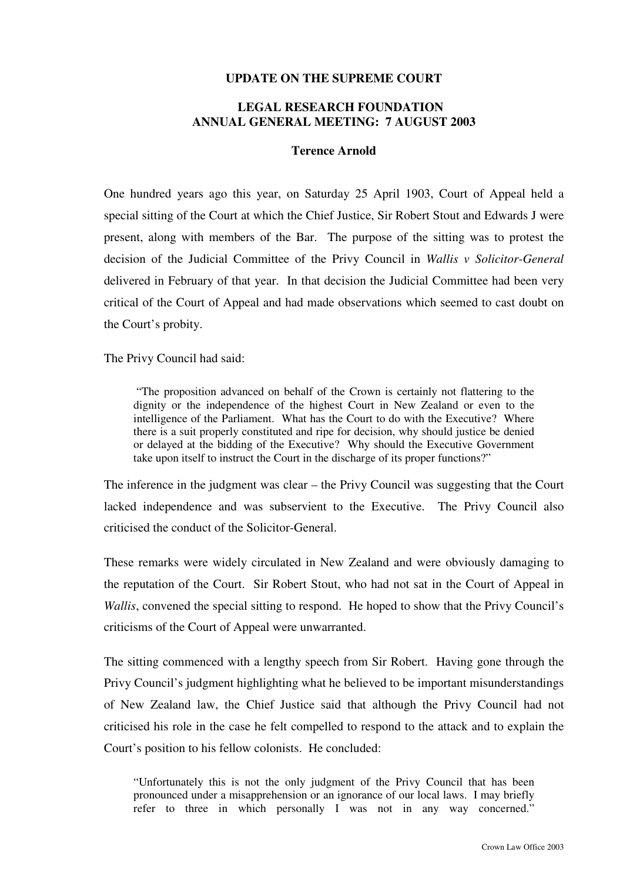**UPDATE ON THE SUPREME COURT**

**LEGAL RESEARCH FOUNDATION**
**ANNUAL GENERAL MEETING: 7 AUGUST 2003**

**Terence Arnold**

One hundred years ago this year, on Saturday 25 April 1903, Court of Appeal held a special sitting of the Court at which the Chief Justice, Sir Robert Stout and Edwards J were present, along with members of the Bar. The purpose of the sitting was to protest the decision of the Judicial Committee of the Privy Council in *Wallis v Solicitor-General* delivered in February of that year. In that decision the Judicial Committee had been very critical of the Court of Appeal and had made observations which seemed to cast doubt on the Court's probity.

The Privy Council had said:

> "The proposition advanced on behalf of the Crown is certainly not flattering to the dignity or the independence of the highest Court in New Zealand or even to the intelligence of the Parliament. What has the Court to do with the Executive? Where there is a suit properly constituted and ripe for decision, why should justice be denied or delayed at the bidding of the Executive? Why should the Executive Government take upon itself to instruct the Court in the discharge of its proper functions?"

The inference in the judgment was clear – the Privy Council was suggesting that the Court lacked independence and was subservient to the Executive. The Privy Council also criticised the conduct of the Solicitor-General.

These remarks were widely circulated in New Zealand and were obviously damaging to the reputation of the Court. Sir Robert Stout, who had not sat in the Court of Appeal in *Wallis*, convened the special sitting to respond. He hoped to show that the Privy Council's criticisms of the Court of Appeal were unwarranted.

The sitting commenced with a lengthy speech from Sir Robert. Having gone through the Privy Council's judgment highlighting what he believed to be important misunderstandings of New Zealand law, the Chief Justice said that although the Privy Council had not criticised his role in the case he felt compelled to respond to the attack and to explain the Court's position to his fellow colonists. He concluded:

> "Unfortunately this is not the only judgment of the Privy Council that has been pronounced under a misapprehension or an ignorance of our local laws. I may briefly refer to three in which personally I was not in any way concerned."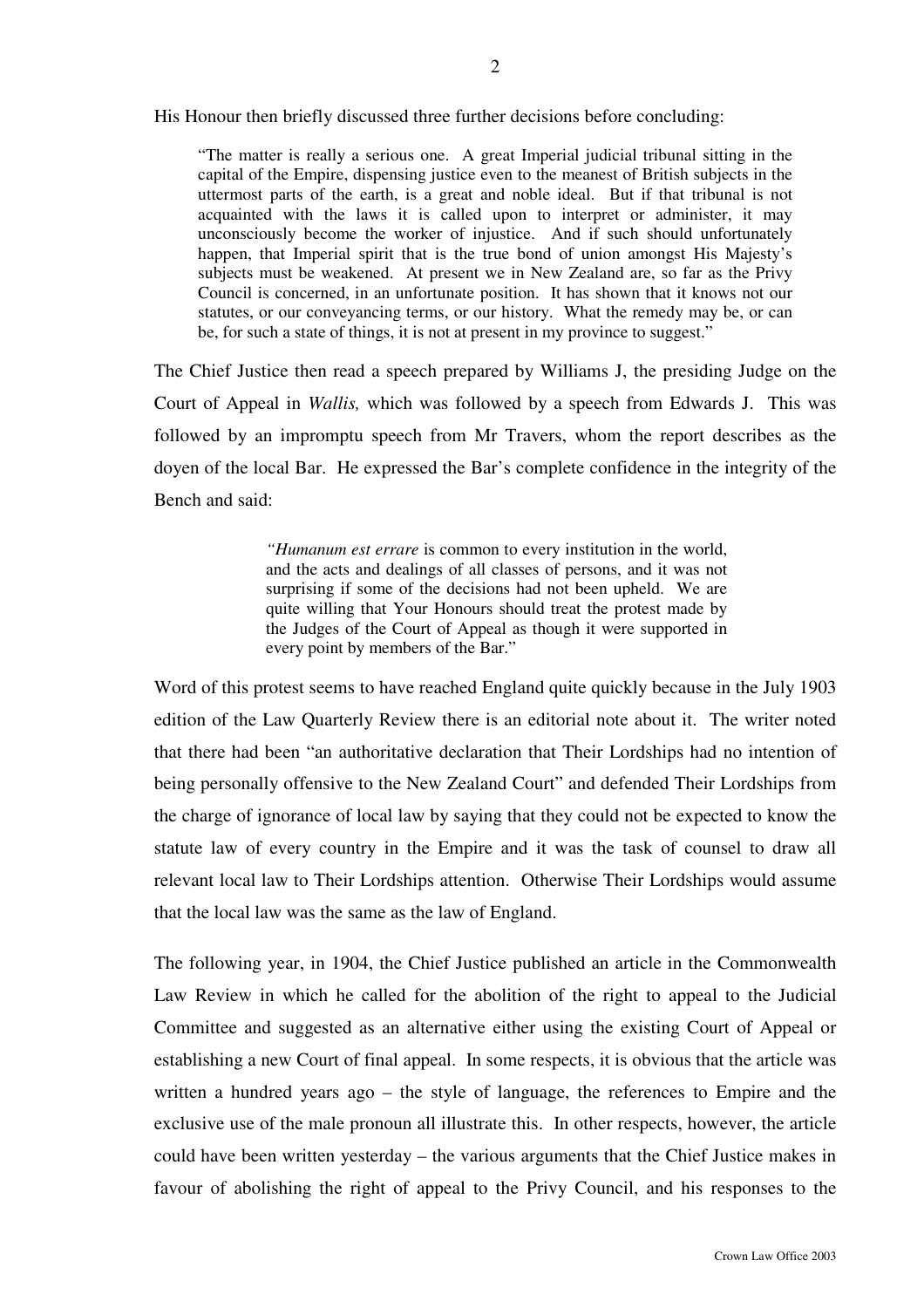His Honour then briefly discussed three further decisions before concluding:

> "The matter is really a serious one. A great Imperial judicial tribunal sitting in the capital of the Empire, dispensing justice even to the meanest of British subjects in the uttermost parts of the earth, is a great and noble ideal. But if that tribunal is not acquainted with the laws it is called upon to interpret or administer, it may unconsciously become the worker of injustice. And if such should unfortunately happen, that Imperial spirit that is the true bond of union amongst His Majesty's subjects must be weakened. At present we in New Zealand are, so far as the Privy Council is concerned, in an unfortunate position. It has shown that it knows not our statutes, or our conveyancing terms, or our history. What the remedy may be, or can be, for such a state of things, it is not at present in my province to suggest."

The Chief Justice then read a speech prepared by Williams J, the presiding Judge on the Court of Appeal in *Wallis,* which was followed by a speech from Edwards J. This was followed by an impromptu speech from Mr Travers, whom the report describes as the doyen of the local Bar. He expressed the Bar's complete confidence in the integrity of the Bench and said:

> *"Humanum est errare* is common to every institution in the world, and the acts and dealings of all classes of persons, and it was not surprising if some of the decisions had not been upheld. We are quite willing that Your Honours should treat the protest made by the Judges of the Court of Appeal as though it were supported in every point by members of the Bar."

Word of this protest seems to have reached England quite quickly because in the July 1903 edition of the Law Quarterly Review there is an editorial note about it. The writer noted that there had been "an authoritative declaration that Their Lordships had no intention of being personally offensive to the New Zealand Court" and defended Their Lordships from the charge of ignorance of local law by saying that they could not be expected to know the statute law of every country in the Empire and it was the task of counsel to draw all relevant local law to Their Lordships attention. Otherwise Their Lordships would assume that the local law was the same as the law of England.

The following year, in 1904, the Chief Justice published an article in the Commonwealth Law Review in which he called for the abolition of the right to appeal to the Judicial Committee and suggested as an alternative either using the existing Court of Appeal or establishing a new Court of final appeal. In some respects, it is obvious that the article was written a hundred years ago – the style of language, the references to Empire and the exclusive use of the male pronoun all illustrate this. In other respects, however, the article could have been written yesterday – the various arguments that the Chief Justice makes in favour of abolishing the right of appeal to the Privy Council, and his responses to the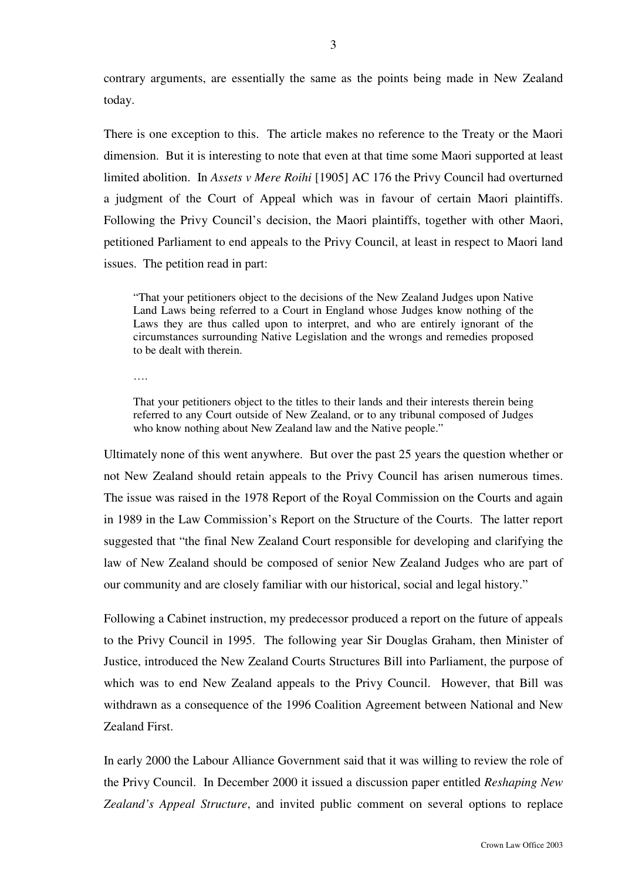contrary arguments, are essentially the same as the points being made in New Zealand today.

There is one exception to this. The article makes no reference to the Treaty or the Maori dimension. But it is interesting to note that even at that time some Maori supported at least limited abolition. In *Assets v Mere Roihi* [1905] AC 176 the Privy Council had overturned a judgment of the Court of Appeal which was in favour of certain Maori plaintiffs. Following the Privy Council's decision, the Maori plaintiffs, together with other Maori, petitioned Parliament to end appeals to the Privy Council, at least in respect to Maori land issues. The petition read in part:

> "That your petitioners object to the decisions of the New Zealand Judges upon Native Land Laws being referred to a Court in England whose Judges know nothing of the Laws they are thus called upon to interpret, and who are entirely ignorant of the circumstances surrounding Native Legislation and the wrongs and remedies proposed to be dealt with therein.
>
> ….
>
> That your petitioners object to the titles to their lands and their interests therein being referred to any Court outside of New Zealand, or to any tribunal composed of Judges who know nothing about New Zealand law and the Native people."

Ultimately none of this went anywhere. But over the past 25 years the question whether or not New Zealand should retain appeals to the Privy Council has arisen numerous times. The issue was raised in the 1978 Report of the Royal Commission on the Courts and again in 1989 in the Law Commission's Report on the Structure of the Courts. The latter report suggested that "the final New Zealand Court responsible for developing and clarifying the law of New Zealand should be composed of senior New Zealand Judges who are part of our community and are closely familiar with our historical, social and legal history."

Following a Cabinet instruction, my predecessor produced a report on the future of appeals to the Privy Council in 1995. The following year Sir Douglas Graham, then Minister of Justice, introduced the New Zealand Courts Structures Bill into Parliament, the purpose of which was to end New Zealand appeals to the Privy Council. However, that Bill was withdrawn as a consequence of the 1996 Coalition Agreement between National and New Zealand First.

In early 2000 the Labour Alliance Government said that it was willing to review the role of the Privy Council. In December 2000 it issued a discussion paper entitled *Reshaping New Zealand's Appeal Structure*, and invited public comment on several options to replace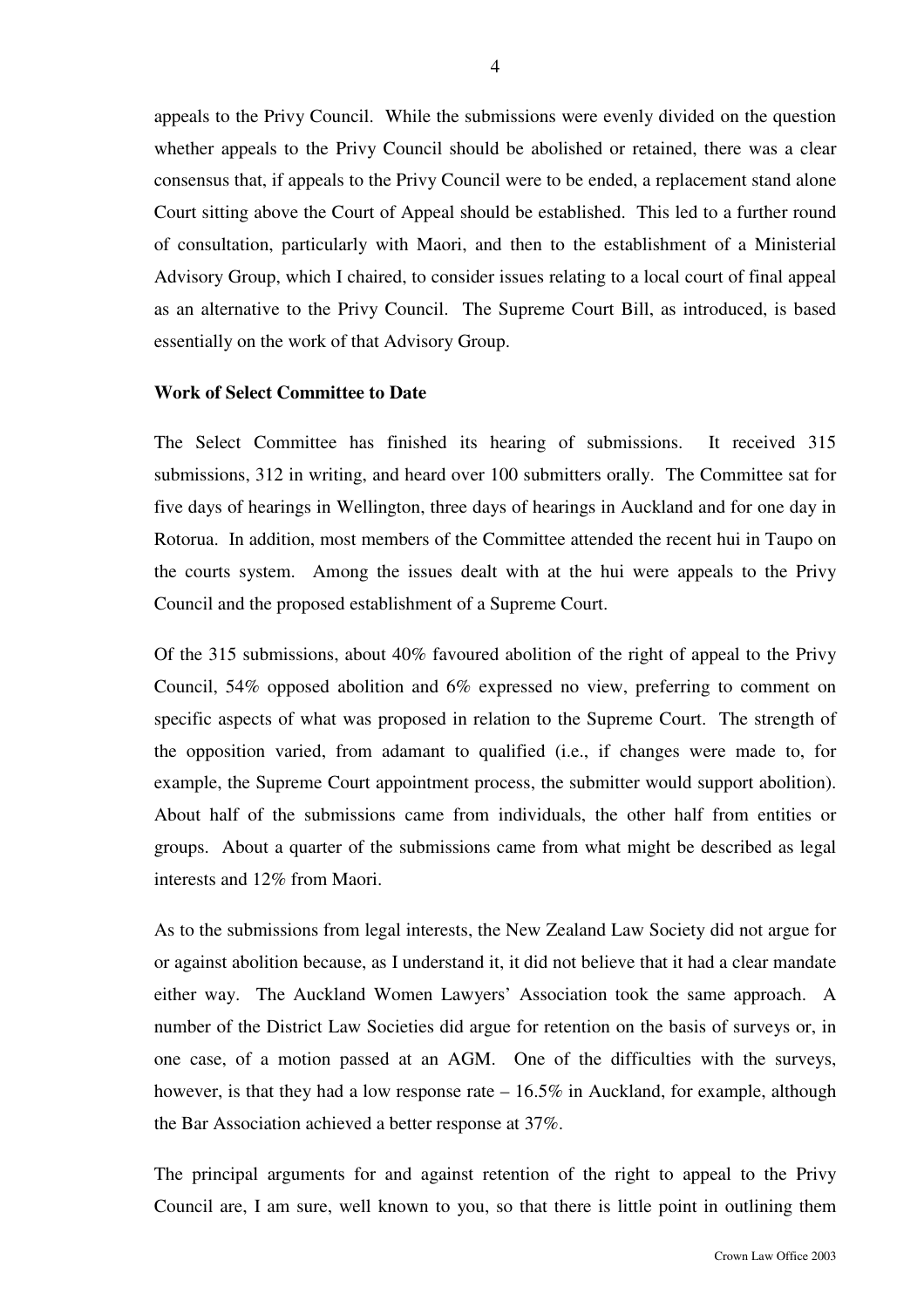appeals to the Privy Council. While the submissions were evenly divided on the question whether appeals to the Privy Council should be abolished or retained, there was a clear consensus that, if appeals to the Privy Council were to be ended, a replacement stand alone Court sitting above the Court of Appeal should be established. This led to a further round of consultation, particularly with Maori, and then to the establishment of a Ministerial Advisory Group, which I chaired, to consider issues relating to a local court of final appeal as an alternative to the Privy Council. The Supreme Court Bill, as introduced, is based essentially on the work of that Advisory Group.

**Work of Select Committee to Date**

The Select Committee has finished its hearing of submissions. It received 315 submissions, 312 in writing, and heard over 100 submitters orally. The Committee sat for five days of hearings in Wellington, three days of hearings in Auckland and for one day in Rotorua. In addition, most members of the Committee attended the recent hui in Taupo on the courts system. Among the issues dealt with at the hui were appeals to the Privy Council and the proposed establishment of a Supreme Court.

Of the 315 submissions, about 40% favoured abolition of the right of appeal to the Privy Council, 54% opposed abolition and 6% expressed no view, preferring to comment on specific aspects of what was proposed in relation to the Supreme Court. The strength of the opposition varied, from adamant to qualified (i.e., if changes were made to, for example, the Supreme Court appointment process, the submitter would support abolition). About half of the submissions came from individuals, the other half from entities or groups. About a quarter of the submissions came from what might be described as legal interests and 12% from Maori.

As to the submissions from legal interests, the New Zealand Law Society did not argue for or against abolition because, as I understand it, it did not believe that it had a clear mandate either way. The Auckland Women Lawyers' Association took the same approach. A number of the District Law Societies did argue for retention on the basis of surveys or, in one case, of a motion passed at an AGM. One of the difficulties with the surveys, however, is that they had a low response rate – 16.5% in Auckland, for example, although the Bar Association achieved a better response at 37%.

The principal arguments for and against retention of the right to appeal to the Privy Council are, I am sure, well known to you, so that there is little point in outlining them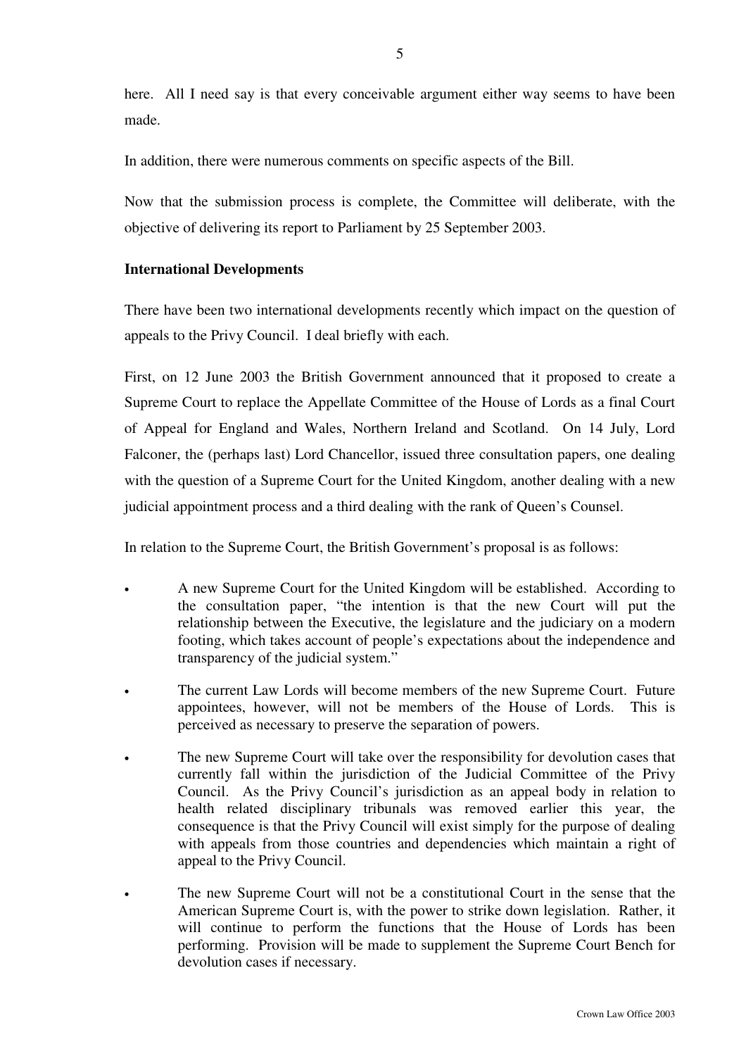here. All I need say is that every conceivable argument either way seems to have been made.

In addition, there were numerous comments on specific aspects of the Bill.

Now that the submission process is complete, the Committee will deliberate, with the objective of delivering its report to Parliament by 25 September 2003.

**International Developments**

There have been two international developments recently which impact on the question of appeals to the Privy Council. I deal briefly with each.

First, on 12 June 2003 the British Government announced that it proposed to create a Supreme Court to replace the Appellate Committee of the House of Lords as a final Court of Appeal for England and Wales, Northern Ireland and Scotland. On 14 July, Lord Falconer, the (perhaps last) Lord Chancellor, issued three consultation papers, one dealing with the question of a Supreme Court for the United Kingdom, another dealing with a new judicial appointment process and a third dealing with the rank of Queen's Counsel.

In relation to the Supreme Court, the British Government's proposal is as follows:

- A new Supreme Court for the United Kingdom will be established. According to the consultation paper, "the intention is that the new Court will put the relationship between the Executive, the legislature and the judiciary on a modern footing, which takes account of people's expectations about the independence and transparency of the judicial system."
- The current Law Lords will become members of the new Supreme Court. Future appointees, however, will not be members of the House of Lords. This is perceived as necessary to preserve the separation of powers.
- The new Supreme Court will take over the responsibility for devolution cases that currently fall within the jurisdiction of the Judicial Committee of the Privy Council. As the Privy Council's jurisdiction as an appeal body in relation to health related disciplinary tribunals was removed earlier this year, the consequence is that the Privy Council will exist simply for the purpose of dealing with appeals from those countries and dependencies which maintain a right of appeal to the Privy Council.
- The new Supreme Court will not be a constitutional Court in the sense that the American Supreme Court is, with the power to strike down legislation. Rather, it will continue to perform the functions that the House of Lords has been performing. Provision will be made to supplement the Supreme Court Bench for devolution cases if necessary.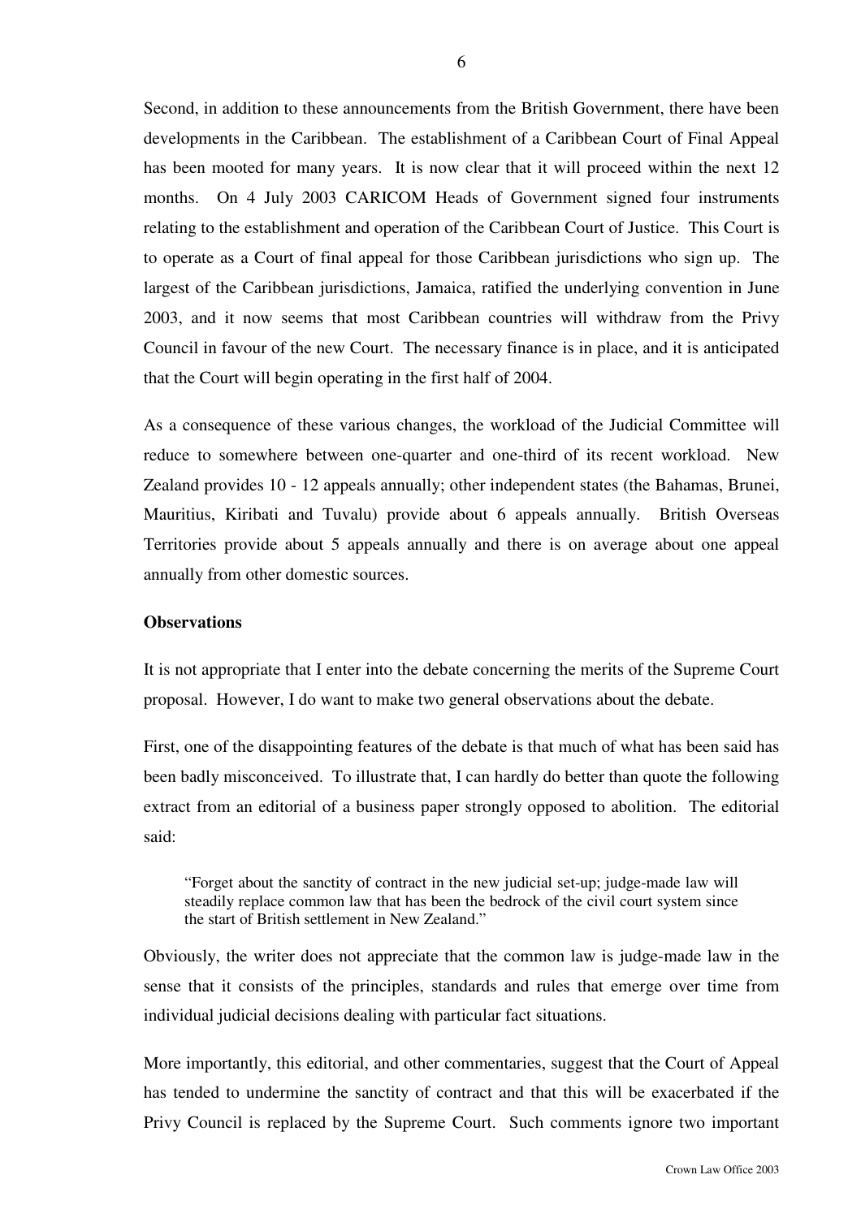Second, in addition to these announcements from the British Government, there have been developments in the Caribbean. The establishment of a Caribbean Court of Final Appeal has been mooted for many years. It is now clear that it will proceed within the next 12 months. On 4 July 2003 CARICOM Heads of Government signed four instruments relating to the establishment and operation of the Caribbean Court of Justice. This Court is to operate as a Court of final appeal for those Caribbean jurisdictions who sign up. The largest of the Caribbean jurisdictions, Jamaica, ratified the underlying convention in June 2003, and it now seems that most Caribbean countries will withdraw from the Privy Council in favour of the new Court. The necessary finance is in place, and it is anticipated that the Court will begin operating in the first half of 2004.

As a consequence of these various changes, the workload of the Judicial Committee will reduce to somewhere between one-quarter and one-third of its recent workload. New Zealand provides 10 - 12 appeals annually; other independent states (the Bahamas, Brunei, Mauritius, Kiribati and Tuvalu) provide about 6 appeals annually. British Overseas Territories provide about 5 appeals annually and there is on average about one appeal annually from other domestic sources.

**Observations**

It is not appropriate that I enter into the debate concerning the merits of the Supreme Court proposal. However, I do want to make two general observations about the debate.

First, one of the disappointing features of the debate is that much of what has been said has been badly misconceived. To illustrate that, I can hardly do better than quote the following extract from an editorial of a business paper strongly opposed to abolition. The editorial said:

> "Forget about the sanctity of contract in the new judicial set-up; judge-made law will steadily replace common law that has been the bedrock of the civil court system since the start of British settlement in New Zealand."

Obviously, the writer does not appreciate that the common law is judge-made law in the sense that it consists of the principles, standards and rules that emerge over time from individual judicial decisions dealing with particular fact situations.

More importantly, this editorial, and other commentaries, suggest that the Court of Appeal has tended to undermine the sanctity of contract and that this will be exacerbated if the Privy Council is replaced by the Supreme Court. Such comments ignore two important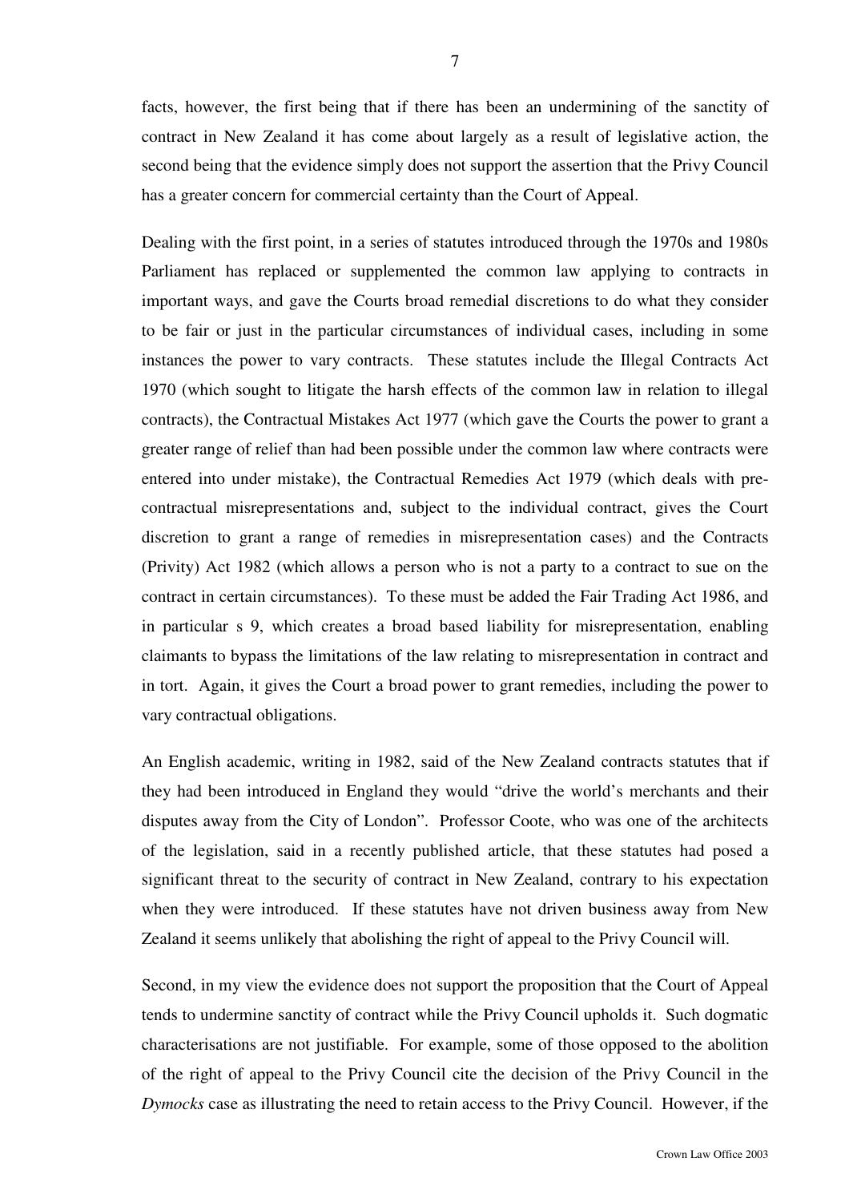facts, however, the first being that if there has been an undermining of the sanctity of contract in New Zealand it has come about largely as a result of legislative action, the second being that the evidence simply does not support the assertion that the Privy Council has a greater concern for commercial certainty than the Court of Appeal.

Dealing with the first point, in a series of statutes introduced through the 1970s and 1980s Parliament has replaced or supplemented the common law applying to contracts in important ways, and gave the Courts broad remedial discretions to do what they consider to be fair or just in the particular circumstances of individual cases, including in some instances the power to vary contracts. These statutes include the Illegal Contracts Act 1970 (which sought to litigate the harsh effects of the common law in relation to illegal contracts), the Contractual Mistakes Act 1977 (which gave the Courts the power to grant a greater range of relief than had been possible under the common law where contracts were entered into under mistake), the Contractual Remedies Act 1979 (which deals with pre-contractual misrepresentations and, subject to the individual contract, gives the Court discretion to grant a range of remedies in misrepresentation cases) and the Contracts (Privity) Act 1982 (which allows a person who is not a party to a contract to sue on the contract in certain circumstances). To these must be added the Fair Trading Act 1986, and in particular s 9, which creates a broad based liability for misrepresentation, enabling claimants to bypass the limitations of the law relating to misrepresentation in contract and in tort. Again, it gives the Court a broad power to grant remedies, including the power to vary contractual obligations.

An English academic, writing in 1982, said of the New Zealand contracts statutes that if they had been introduced in England they would "drive the world's merchants and their disputes away from the City of London". Professor Coote, who was one of the architects of the legislation, said in a recently published article, that these statutes had posed a significant threat to the security of contract in New Zealand, contrary to his expectation when they were introduced. If these statutes have not driven business away from New Zealand it seems unlikely that abolishing the right of appeal to the Privy Council will.

Second, in my view the evidence does not support the proposition that the Court of Appeal tends to undermine sanctity of contract while the Privy Council upholds it. Such dogmatic characterisations are not justifiable. For example, some of those opposed to the abolition of the right of appeal to the Privy Council cite the decision of the Privy Council in the *Dymocks* case as illustrating the need to retain access to the Privy Council. However, if the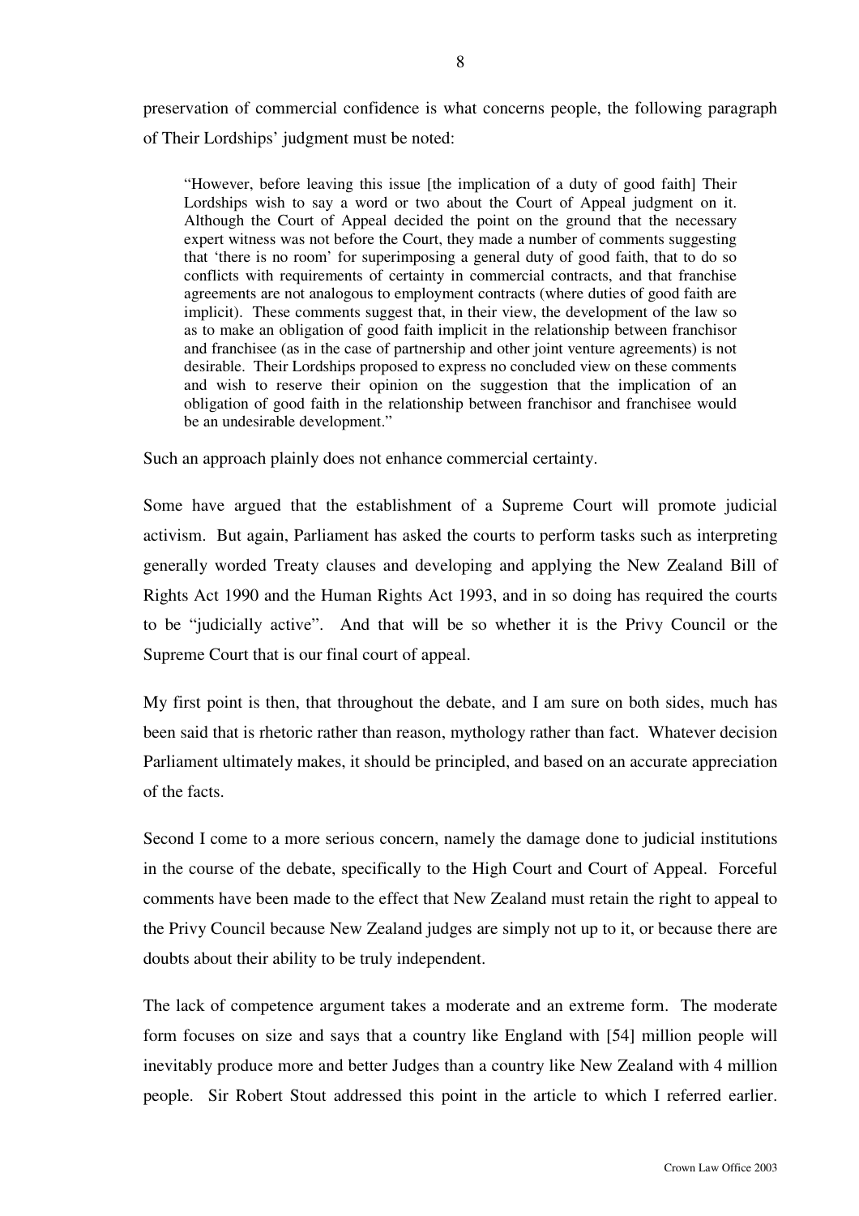preservation of commercial confidence is what concerns people, the following paragraph of Their Lordships' judgment must be noted:

> "However, before leaving this issue [the implication of a duty of good faith] Their Lordships wish to say a word or two about the Court of Appeal judgment on it. Although the Court of Appeal decided the point on the ground that the necessary expert witness was not before the Court, they made a number of comments suggesting that 'there is no room' for superimposing a general duty of good faith, that to do so conflicts with requirements of certainty in commercial contracts, and that franchise agreements are not analogous to employment contracts (where duties of good faith are implicit). These comments suggest that, in their view, the development of the law so as to make an obligation of good faith implicit in the relationship between franchisor and franchisee (as in the case of partnership and other joint venture agreements) is not desirable. Their Lordships proposed to express no concluded view on these comments and wish to reserve their opinion on the suggestion that the implication of an obligation of good faith in the relationship between franchisor and franchisee would be an undesirable development."

Such an approach plainly does not enhance commercial certainty.

Some have argued that the establishment of a Supreme Court will promote judicial activism. But again, Parliament has asked the courts to perform tasks such as interpreting generally worded Treaty clauses and developing and applying the New Zealand Bill of Rights Act 1990 and the Human Rights Act 1993, and in so doing has required the courts to be "judicially active". And that will be so whether it is the Privy Council or the Supreme Court that is our final court of appeal.

My first point is then, that throughout the debate, and I am sure on both sides, much has been said that is rhetoric rather than reason, mythology rather than fact. Whatever decision Parliament ultimately makes, it should be principled, and based on an accurate appreciation of the facts.

Second I come to a more serious concern, namely the damage done to judicial institutions in the course of the debate, specifically to the High Court and Court of Appeal. Forceful comments have been made to the effect that New Zealand must retain the right to appeal to the Privy Council because New Zealand judges are simply not up to it, or because there are doubts about their ability to be truly independent.

The lack of competence argument takes a moderate and an extreme form. The moderate form focuses on size and says that a country like England with [54] million people will inevitably produce more and better Judges than a country like New Zealand with 4 million people. Sir Robert Stout addressed this point in the article to which I referred earlier.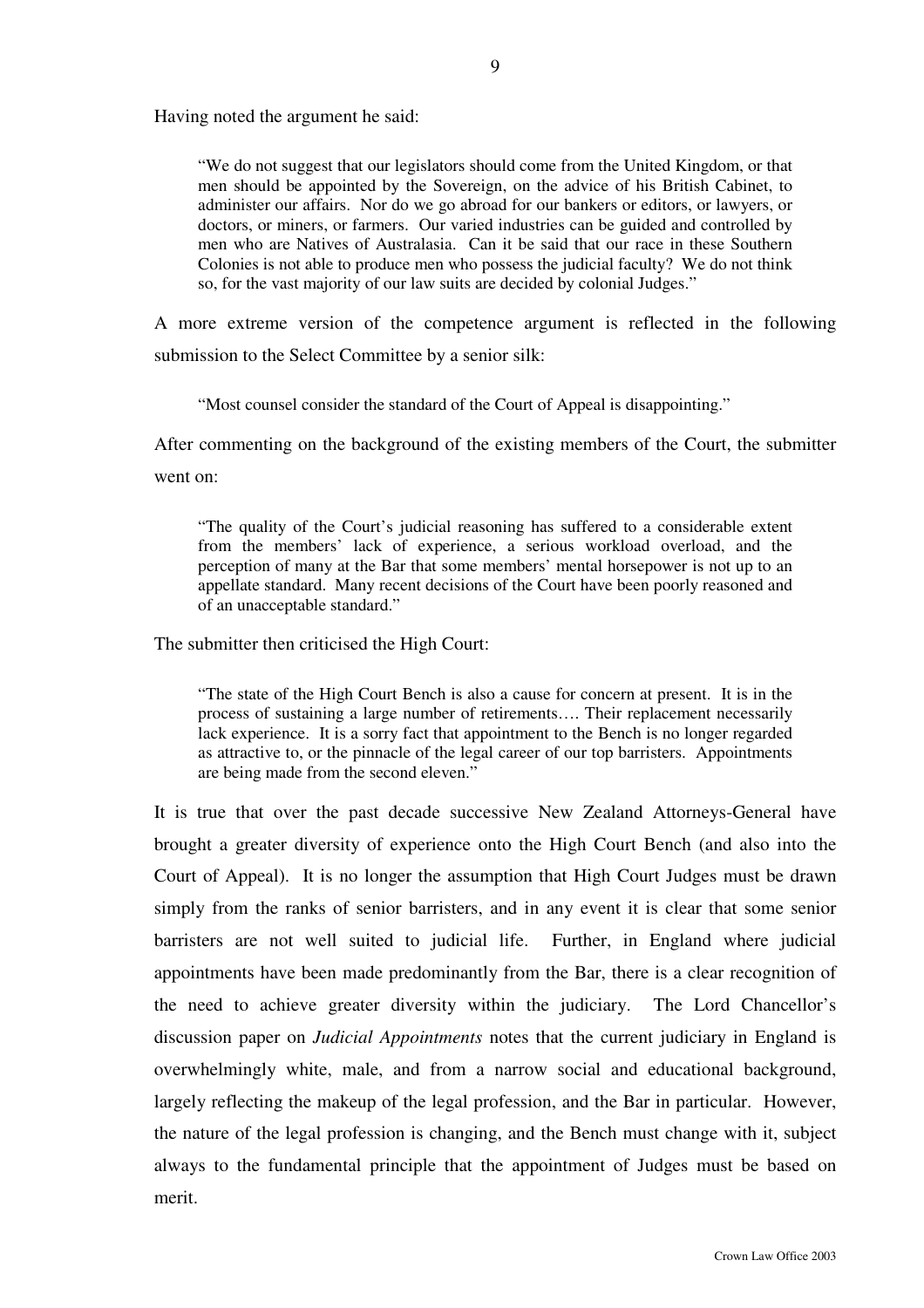Having noted the argument he said:

> "We do not suggest that our legislators should come from the United Kingdom, or that men should be appointed by the Sovereign, on the advice of his British Cabinet, to administer our affairs. Nor do we go abroad for our bankers or editors, or lawyers, or doctors, or miners, or farmers. Our varied industries can be guided and controlled by men who are Natives of Australasia. Can it be said that our race in these Southern Colonies is not able to produce men who possess the judicial faculty? We do not think so, for the vast majority of our law suits are decided by colonial Judges."

A more extreme version of the competence argument is reflected in the following submission to the Select Committee by a senior silk:

> "Most counsel consider the standard of the Court of Appeal is disappointing."

After commenting on the background of the existing members of the Court, the submitter went on:

> "The quality of the Court's judicial reasoning has suffered to a considerable extent from the members' lack of experience, a serious workload overload, and the perception of many at the Bar that some members' mental horsepower is not up to an appellate standard. Many recent decisions of the Court have been poorly reasoned and of an unacceptable standard."

The submitter then criticised the High Court:

> "The state of the High Court Bench is also a cause for concern at present. It is in the process of sustaining a large number of retirements…. Their replacement necessarily lack experience. It is a sorry fact that appointment to the Bench is no longer regarded as attractive to, or the pinnacle of the legal career of our top barristers. Appointments are being made from the second eleven."

It is true that over the past decade successive New Zealand Attorneys-General have brought a greater diversity of experience onto the High Court Bench (and also into the Court of Appeal). It is no longer the assumption that High Court Judges must be drawn simply from the ranks of senior barristers, and in any event it is clear that some senior barristers are not well suited to judicial life. Further, in England where judicial appointments have been made predominantly from the Bar, there is a clear recognition of the need to achieve greater diversity within the judiciary. The Lord Chancellor's discussion paper on *Judicial Appointments* notes that the current judiciary in England is overwhelmingly white, male, and from a narrow social and educational background, largely reflecting the makeup of the legal profession, and the Bar in particular. However, the nature of the legal profession is changing, and the Bench must change with it, subject always to the fundamental principle that the appointment of Judges must be based on merit.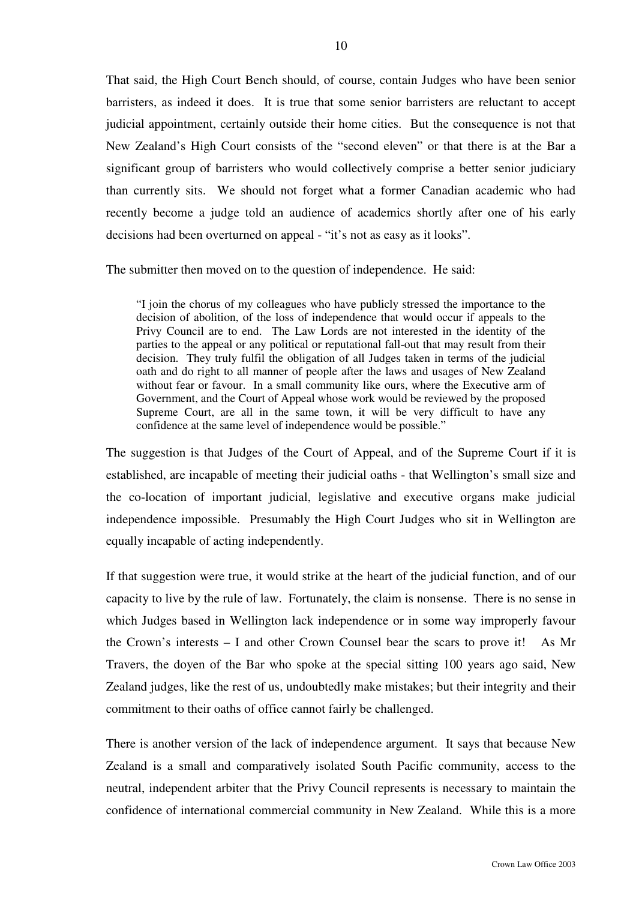That said, the High Court Bench should, of course, contain Judges who have been senior barristers, as indeed it does. It is true that some senior barristers are reluctant to accept judicial appointment, certainly outside their home cities. But the consequence is not that New Zealand's High Court consists of the "second eleven" or that there is at the Bar a significant group of barristers who would collectively comprise a better senior judiciary than currently sits. We should not forget what a former Canadian academic who had recently become a judge told an audience of academics shortly after one of his early decisions had been overturned on appeal - "it's not as easy as it looks".

The submitter then moved on to the question of independence. He said:

> "I join the chorus of my colleagues who have publicly stressed the importance to the decision of abolition, of the loss of independence that would occur if appeals to the Privy Council are to end. The Law Lords are not interested in the identity of the parties to the appeal or any political or reputational fall-out that may result from their decision. They truly fulfil the obligation of all Judges taken in terms of the judicial oath and do right to all manner of people after the laws and usages of New Zealand without fear or favour. In a small community like ours, where the Executive arm of Government, and the Court of Appeal whose work would be reviewed by the proposed Supreme Court, are all in the same town, it will be very difficult to have any confidence at the same level of independence would be possible."

The suggestion is that Judges of the Court of Appeal, and of the Supreme Court if it is established, are incapable of meeting their judicial oaths - that Wellington's small size and the co-location of important judicial, legislative and executive organs make judicial independence impossible. Presumably the High Court Judges who sit in Wellington are equally incapable of acting independently.

If that suggestion were true, it would strike at the heart of the judicial function, and of our capacity to live by the rule of law. Fortunately, the claim is nonsense. There is no sense in which Judges based in Wellington lack independence or in some way improperly favour the Crown's interests – I and other Crown Counsel bear the scars to prove it! As Mr Travers, the doyen of the Bar who spoke at the special sitting 100 years ago said, New Zealand judges, like the rest of us, undoubtedly make mistakes; but their integrity and their commitment to their oaths of office cannot fairly be challenged.

There is another version of the lack of independence argument. It says that because New Zealand is a small and comparatively isolated South Pacific community, access to the neutral, independent arbiter that the Privy Council represents is necessary to maintain the confidence of international commercial community in New Zealand. While this is a more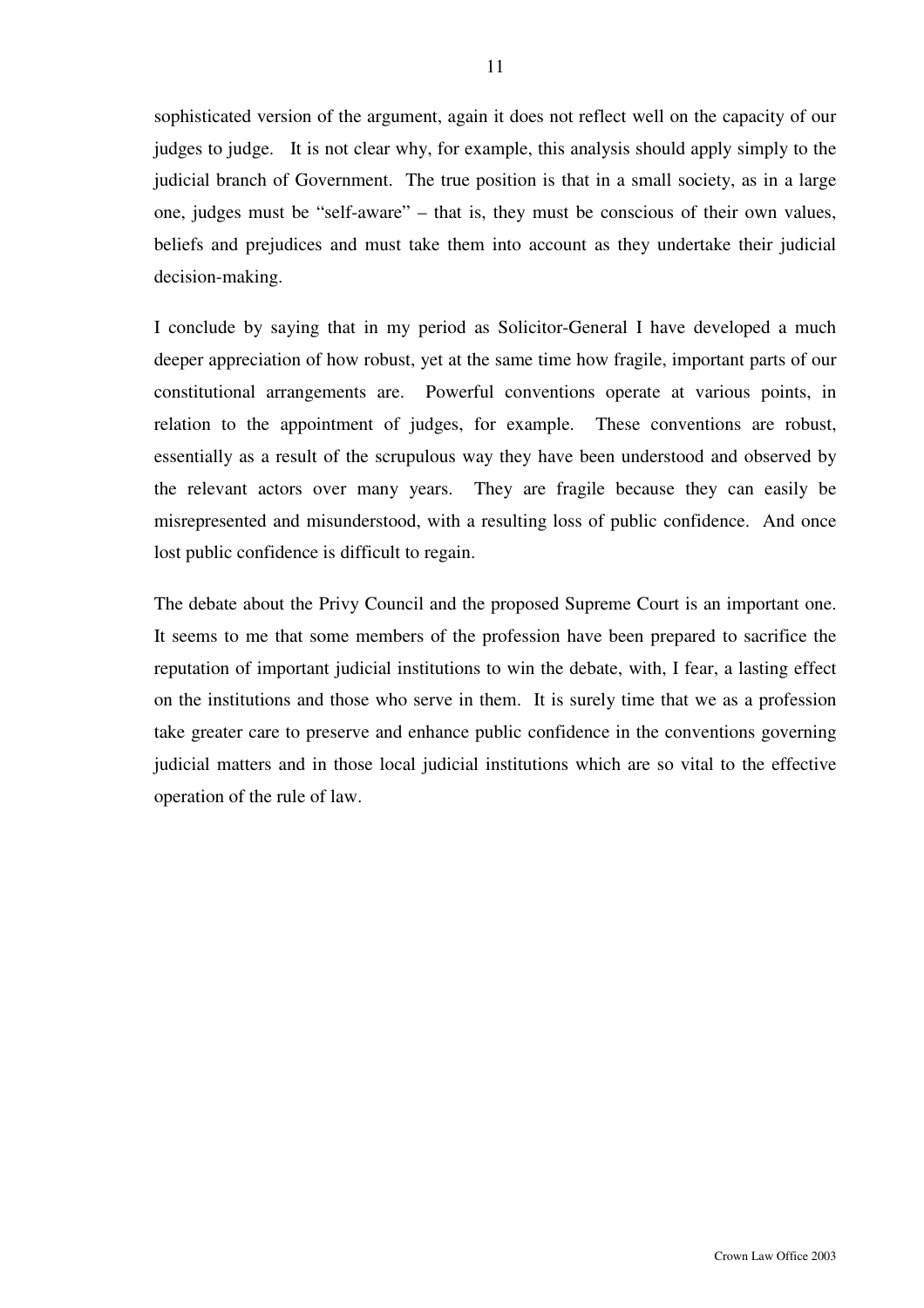sophisticated version of the argument, again it does not reflect well on the capacity of our judges to judge. It is not clear why, for example, this analysis should apply simply to the judicial branch of Government. The true position is that in a small society, as in a large one, judges must be "self-aware" – that is, they must be conscious of their own values, beliefs and prejudices and must take them into account as they undertake their judicial decision-making.

I conclude by saying that in my period as Solicitor-General I have developed a much deeper appreciation of how robust, yet at the same time how fragile, important parts of our constitutional arrangements are. Powerful conventions operate at various points, in relation to the appointment of judges, for example. These conventions are robust, essentially as a result of the scrupulous way they have been understood and observed by the relevant actors over many years. They are fragile because they can easily be misrepresented and misunderstood, with a resulting loss of public confidence. And once lost public confidence is difficult to regain.

The debate about the Privy Council and the proposed Supreme Court is an important one. It seems to me that some members of the profession have been prepared to sacrifice the reputation of important judicial institutions to win the debate, with, I fear, a lasting effect on the institutions and those who serve in them. It is surely time that we as a profession take greater care to preserve and enhance public confidence in the conventions governing judicial matters and in those local judicial institutions which are so vital to the effective operation of the rule of law.